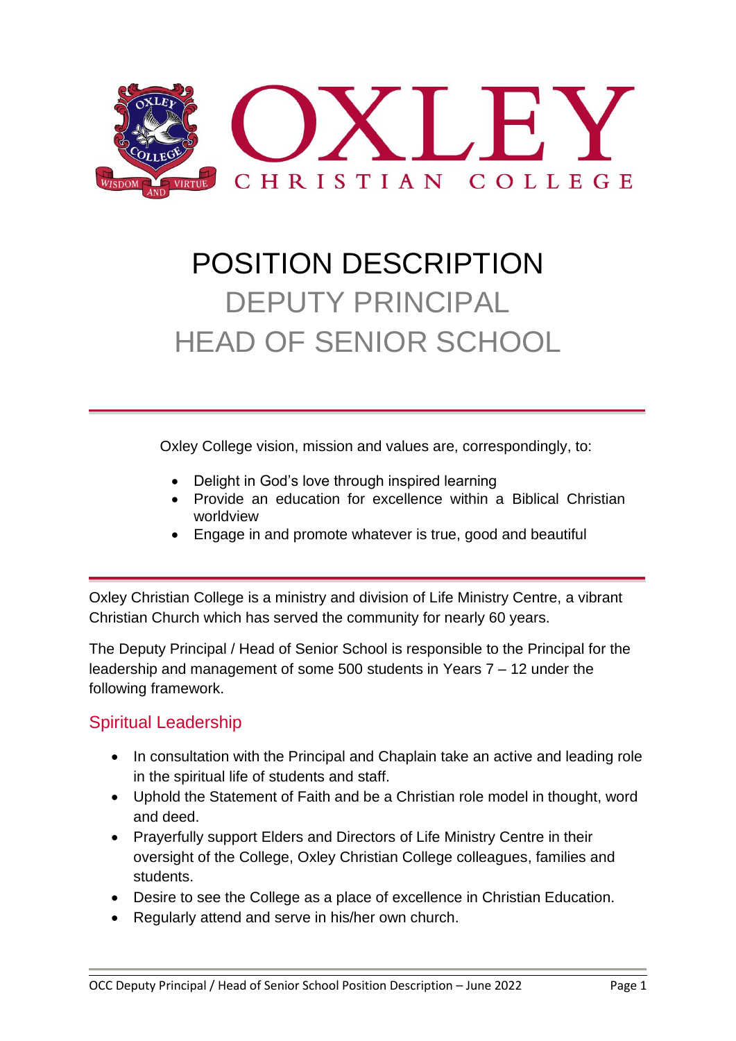# OXLEY

CHRISTIAN COLLEGE

# POSITION DESCRIPTION

## DEPUTY PRINCIPAL
## HEAD OF SENIOR SCHOOL

---

Oxley College vision, mission and values are, correspondingly, to:

- Delight in God's love through inspired learning
- Provide an education for excellence within a Biblical Christian worldview
- Engage in and promote whatever is true, good and beautiful

---

Oxley Christian College is a ministry and division of Life Ministry Centre, a vibrant Christian Church which has served the community for nearly 60 years.

The Deputy Principal / Head of Senior School is responsible to the Principal for the leadership and management of some 500 students in Years 7 – 12 under the following framework.

## Spiritual Leadership

- In consultation with the Principal and Chaplain take an active and leading role in the spiritual life of students and staff.
- Uphold the Statement of Faith and be a Christian role model in thought, word and deed.
- Prayerfully support Elders and Directors of Life Ministry Centre in their oversight of the College, Oxley Christian College colleagues, families and students.
- Desire to see the College as a place of excellence in Christian Education.
- Regularly attend and serve in his/her own church.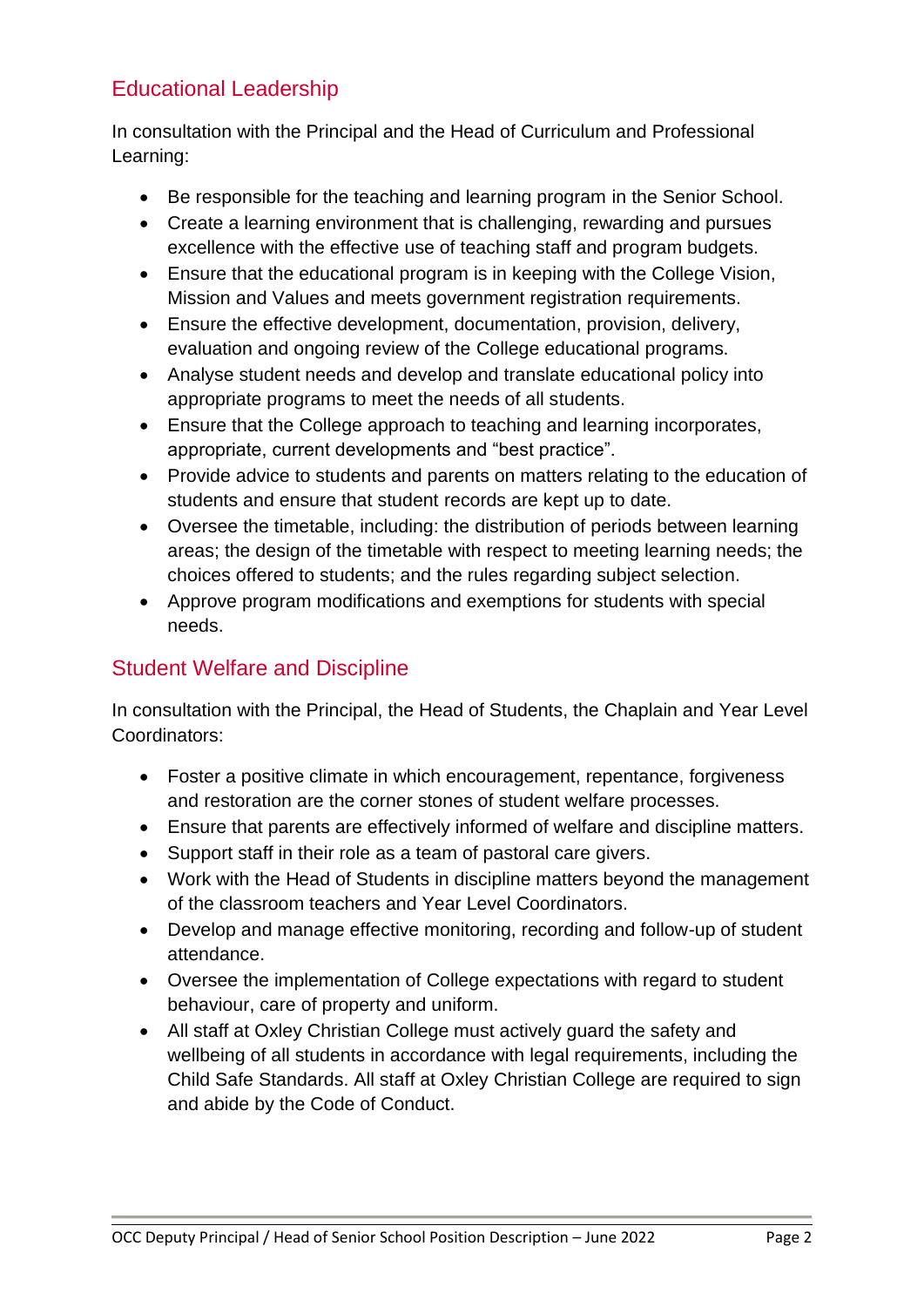## Educational Leadership

In consultation with the Principal and the Head of Curriculum and Professional Learning:

- Be responsible for the teaching and learning program in the Senior School.
- Create a learning environment that is challenging, rewarding and pursues excellence with the effective use of teaching staff and program budgets.
- Ensure that the educational program is in keeping with the College Vision, Mission and Values and meets government registration requirements.
- Ensure the effective development, documentation, provision, delivery, evaluation and ongoing review of the College educational programs.
- Analyse student needs and develop and translate educational policy into appropriate programs to meet the needs of all students.
- Ensure that the College approach to teaching and learning incorporates, appropriate, current developments and "best practice".
- Provide advice to students and parents on matters relating to the education of students and ensure that student records are kept up to date.
- Oversee the timetable, including: the distribution of periods between learning areas; the design of the timetable with respect to meeting learning needs; the choices offered to students; and the rules regarding subject selection.
- Approve program modifications and exemptions for students with special needs.

## Student Welfare and Discipline

In consultation with the Principal, the Head of Students, the Chaplain and Year Level Coordinators:

- Foster a positive climate in which encouragement, repentance, forgiveness and restoration are the corner stones of student welfare processes.
- Ensure that parents are effectively informed of welfare and discipline matters.
- Support staff in their role as a team of pastoral care givers.
- Work with the Head of Students in discipline matters beyond the management of the classroom teachers and Year Level Coordinators.
- Develop and manage effective monitoring, recording and follow-up of student attendance.
- Oversee the implementation of College expectations with regard to student behaviour, care of property and uniform.
- All staff at Oxley Christian College must actively guard the safety and wellbeing of all students in accordance with legal requirements, including the Child Safe Standards. All staff at Oxley Christian College are required to sign and abide by the Code of Conduct.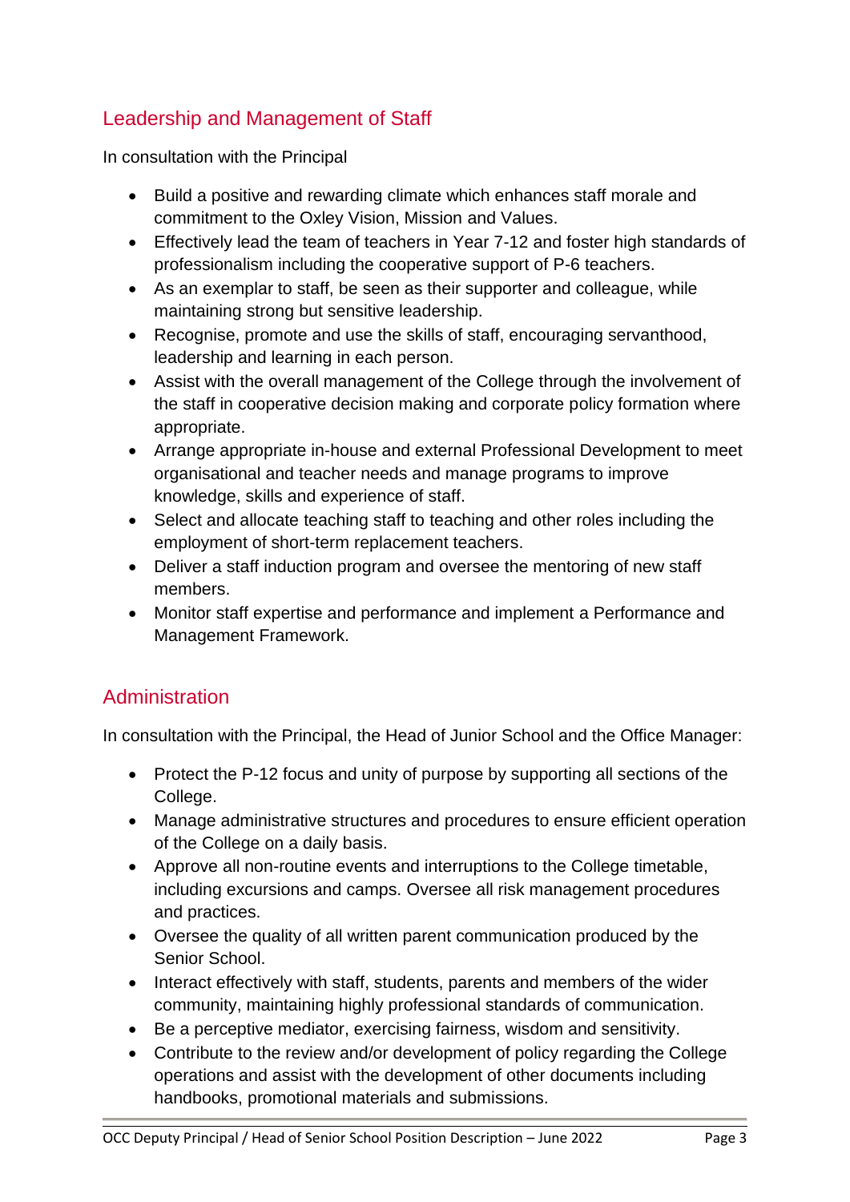## Leadership and Management of Staff

In consultation with the Principal

- Build a positive and rewarding climate which enhances staff morale and commitment to the Oxley Vision, Mission and Values.
- Effectively lead the team of teachers in Year 7-12 and foster high standards of professionalism including the cooperative support of P-6 teachers.
- As an exemplar to staff, be seen as their supporter and colleague, while maintaining strong but sensitive leadership.
- Recognise, promote and use the skills of staff, encouraging servanthood, leadership and learning in each person.
- Assist with the overall management of the College through the involvement of the staff in cooperative decision making and corporate policy formation where appropriate.
- Arrange appropriate in-house and external Professional Development to meet organisational and teacher needs and manage programs to improve knowledge, skills and experience of staff.
- Select and allocate teaching staff to teaching and other roles including the employment of short-term replacement teachers.
- Deliver a staff induction program and oversee the mentoring of new staff members.
- Monitor staff expertise and performance and implement a Performance and Management Framework.

## Administration

In consultation with the Principal, the Head of Junior School and the Office Manager:

- Protect the P-12 focus and unity of purpose by supporting all sections of the College.
- Manage administrative structures and procedures to ensure efficient operation of the College on a daily basis.
- Approve all non-routine events and interruptions to the College timetable, including excursions and camps. Oversee all risk management procedures and practices.
- Oversee the quality of all written parent communication produced by the Senior School.
- Interact effectively with staff, students, parents and members of the wider community, maintaining highly professional standards of communication.
- Be a perceptive mediator, exercising fairness, wisdom and sensitivity.
- Contribute to the review and/or development of policy regarding the College operations and assist with the development of other documents including handbooks, promotional materials and submissions.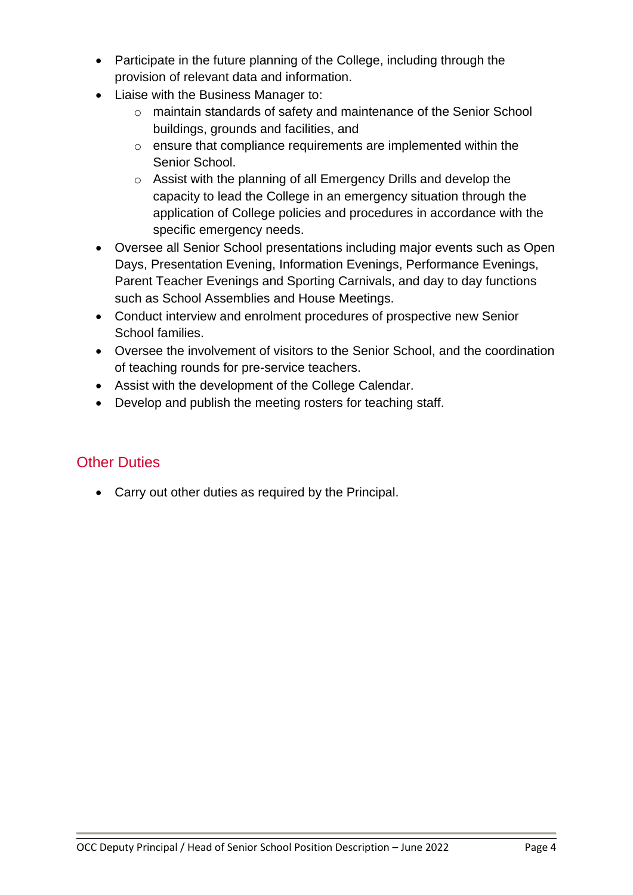- Participate in the future planning of the College, including through the provision of relevant data and information.
- Liaise with the Business Manager to:
  - maintain standards of safety and maintenance of the Senior School buildings, grounds and facilities, and
  - ensure that compliance requirements are implemented within the Senior School.
  - Assist with the planning of all Emergency Drills and develop the capacity to lead the College in an emergency situation through the application of College policies and procedures in accordance with the specific emergency needs.
- Oversee all Senior School presentations including major events such as Open Days, Presentation Evening, Information Evenings, Performance Evenings, Parent Teacher Evenings and Sporting Carnivals, and day to day functions such as School Assemblies and House Meetings.
- Conduct interview and enrolment procedures of prospective new Senior School families.
- Oversee the involvement of visitors to the Senior School, and the coordination of teaching rounds for pre-service teachers.
- Assist with the development of the College Calendar.
- Develop and publish the meeting rosters for teaching staff.

## Other Duties

- Carry out other duties as required by the Principal.